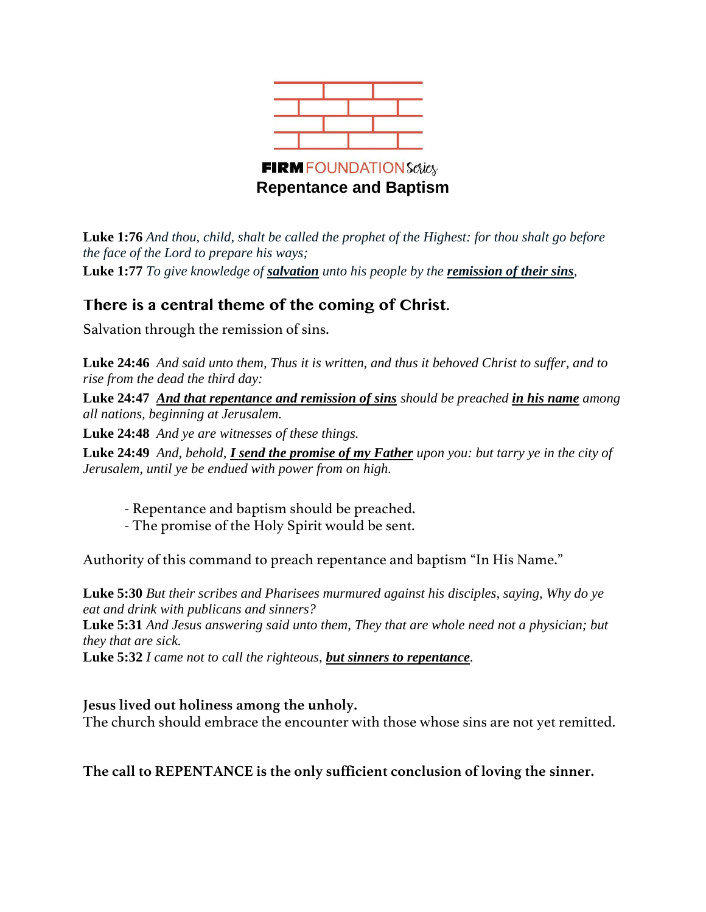**FIRM** FOUNDATION *Series*

# Repentance and Baptism

**Luke 1:76** *And thou, child, shalt be called the prophet of the Highest: for thou shalt go before the face of the Lord to prepare his ways;*
**Luke 1:77** *To give knowledge of* ***salvation*** *unto his people by the* ***remission of their sins****,*

## There is a central theme of the coming of Christ.

Salvation through the remission of sins.

**Luke 24:46** *And said unto them, Thus it is written, and thus it behoved Christ to suffer, and to rise from the dead the third day:*

**Luke 24:47** ***And that repentance and remission of sins*** *should be preached* ***in his name*** *among all nations, beginning at Jerusalem.*

**Luke 24:48** *And ye are witnesses of these things.*

**Luke 24:49** *And, behold,* ***I send the promise of my Father*** *upon you: but tarry ye in the city of Jerusalem, until ye be endued with power from on high.*

- Repentance and baptism should be preached.
- The promise of the Holy Spirit would be sent.

Authority of this command to preach repentance and baptism "In His Name."

**Luke 5:30** *But their scribes and Pharisees murmured against his disciples, saying, Why do ye eat and drink with publicans and sinners?*
**Luke 5:31** *And Jesus answering said unto them, They that are whole need not a physician; but they that are sick.*
**Luke 5:32** *I came not to call the righteous,* ***but sinners to repentance****.*

**Jesus lived out holiness among the unholy.**
The church should embrace the encounter with those whose sins are not yet remitted.

**The call to REPENTANCE is the only sufficient conclusion of loving the sinner.**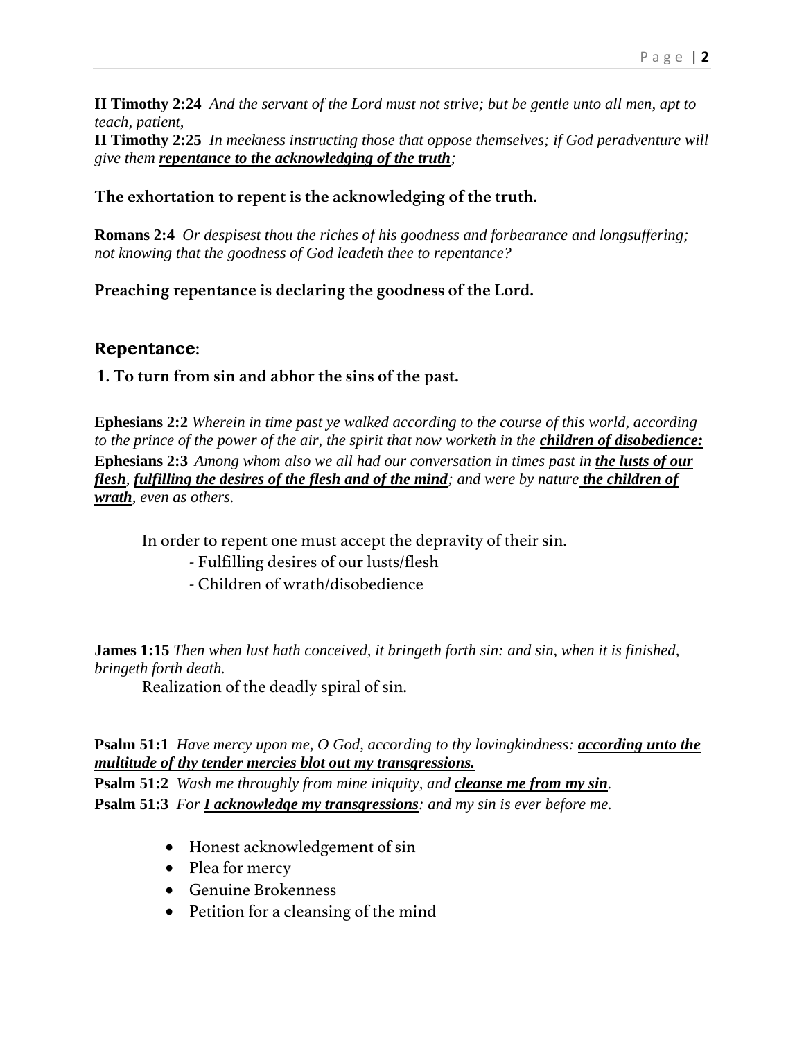**II Timothy 2:24** *And the servant of the Lord must not strive; but be gentle unto all men, apt to teach, patient,*
**II Timothy 2:25** *In meekness instructing those that oppose themselves; if God peradventure will give them **repentance to the acknowledging of the truth**;*

**The exhortation to repent is the acknowledging of the truth.**

**Romans 2:4** *Or despisest thou the riches of his goodness and forbearance and longsuffering; not knowing that the goodness of God leadeth thee to repentance?*

**Preaching repentance is declaring the goodness of the Lord.**

## Repentance:

**1. To turn from sin and abhor the sins of the past.**

**Ephesians 2:2** *Wherein in time past ye walked according to the course of this world, according to the prince of the power of the air, the spirit that now worketh in the **children of disobedience:***
**Ephesians 2:3** *Among whom also we all had our conversation in times past in **the lusts of our flesh**, **fulfilling the desires of the flesh and of the mind**; and were by nature **the children of wrath**, even as others.*

In order to repent one must accept the depravity of their sin.
- Fulfilling desires of our lusts/flesh
- Children of wrath/disobedience

**James 1:15** *Then when lust hath conceived, it bringeth forth sin: and sin, when it is finished, bringeth forth death.*
Realization of the deadly spiral of sin.

**Psalm 51:1** *Have mercy upon me, O God, according to thy lovingkindness: **according unto the multitude of thy tender mercies blot out my transgressions.***
**Psalm 51:2** *Wash me throughly from mine iniquity, and **cleanse me from my sin**.*
**Psalm 51:3** *For **I acknowledge my transgressions**: and my sin is ever before me.*

- Honest acknowledgement of sin
- Plea for mercy
- Genuine Brokenness
- Petition for a cleansing of the mind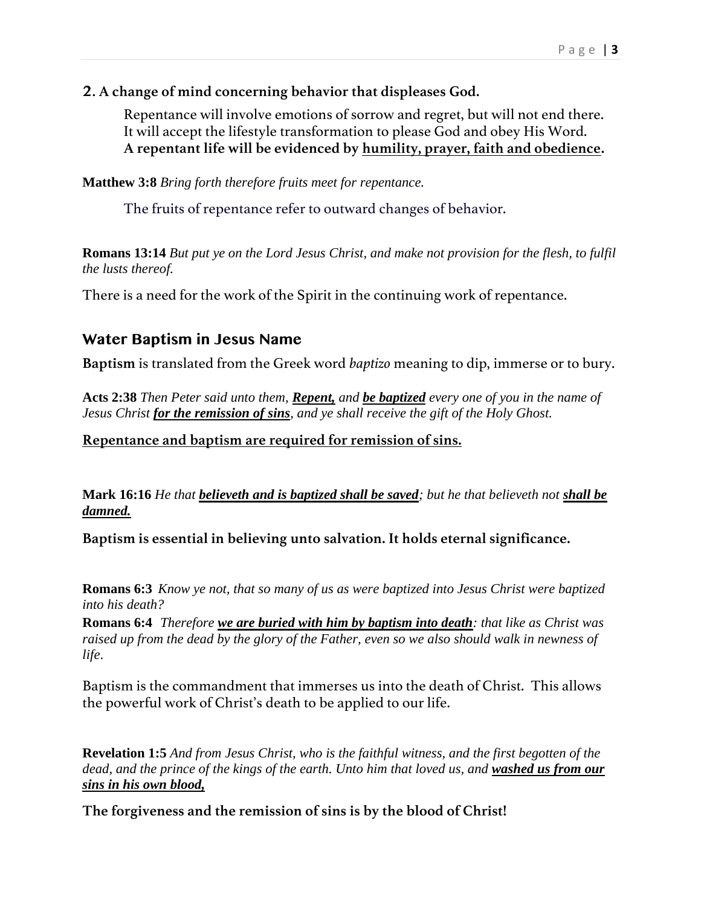**2. A change of mind concerning behavior that displeases God.**

Repentance will involve emotions of sorrow and regret, but will not end there. It will accept the lifestyle transformation to please God and obey His Word. **A repentant life will be evidenced by <u>humility, prayer, faith and obedience</u>.**

**Matthew 3:8** *Bring forth therefore fruits meet for repentance.*

The fruits of repentance refer to outward changes of behavior.

**Romans 13:14** *But put ye on the Lord Jesus Christ, and make not provision for the flesh, to fulfil the lusts thereof.*

There is a need for the work of the Spirit in the continuing work of repentance.

## Water Baptism in Jesus Name

**Baptism** is translated from the Greek word *baptizo* meaning to dip, immerse or to bury.

**Acts 2:38** *Then Peter said unto them,* ***<u>Repent,</u>*** *and* ***<u>be baptized</u>*** *every one of you in the name of Jesus Christ* ***<u>for the remission of sins</u>****, and ye shall receive the gift of the Holy Ghost.*

**<u>Repentance and baptism are required for remission of sins.</u>**

**Mark 16:16** *He that* ***<u>believeth and is baptized shall be saved</u>****; but he that believeth not* ***<u>shall be damned.</u>***

**Baptism is essential in believing unto salvation. It holds eternal significance.**

**Romans 6:3** *Know ye not, that so many of us as were baptized into Jesus Christ were baptized into his death?*
**Romans 6:4** *Therefore* ***<u>we are buried with him by baptism into death</u>****: that like as Christ was raised up from the dead by the glory of the Father, even so we also should walk in newness of life.*

Baptism is the commandment that immerses us into the death of Christ. This allows the powerful work of Christ's death to be applied to our life.

**Revelation 1:5** *And from Jesus Christ, who is the faithful witness, and the first begotten of the dead, and the prince of the kings of the earth. Unto him that loved us, and* ***<u>washed us from our sins in his own blood,</u>***

**The forgiveness and the remission of sins is by the blood of Christ!**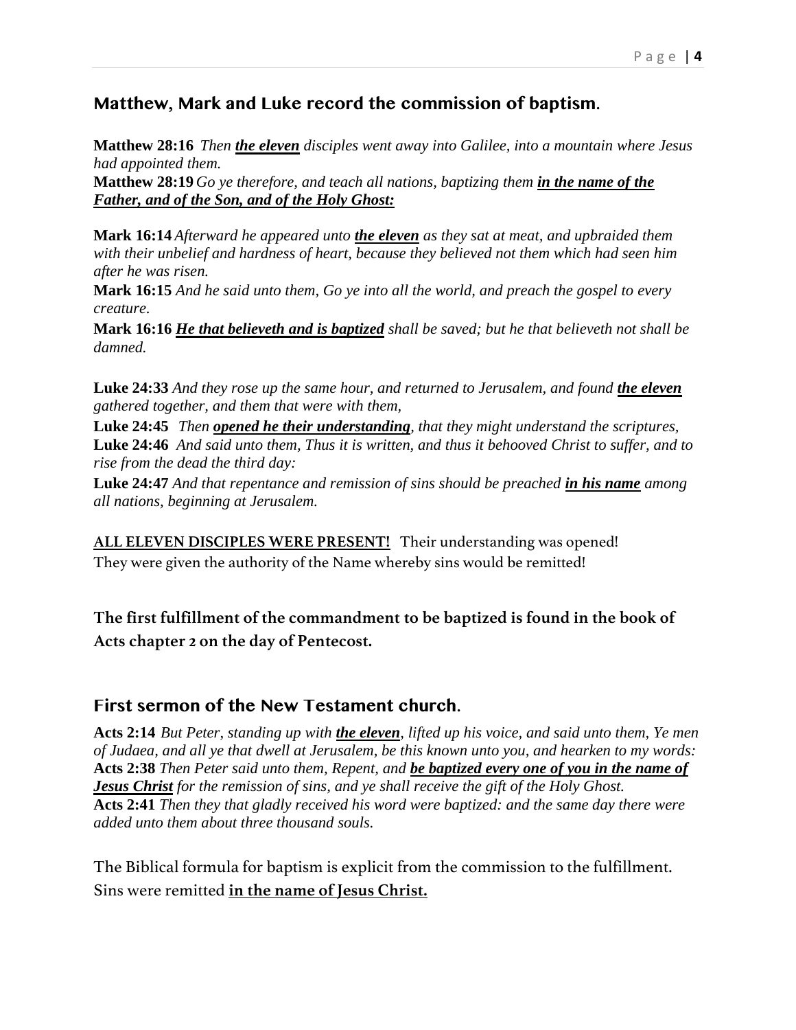## Matthew, Mark and Luke record the commission of baptism.

**Matthew 28:16** *Then **the eleven** disciples went away into Galilee, into a mountain where Jesus had appointed them.*
**Matthew 28:19** *Go ye therefore, and teach all nations, baptizing them **in the name of the Father, and of the Son, and of the Holy Ghost:***

**Mark 16:14** *Afterward he appeared unto **the eleven** as they sat at meat, and upbraided them with their unbelief and hardness of heart, because they believed not them which had seen him after he was risen.*
**Mark 16:15** *And he said unto them, Go ye into all the world, and preach the gospel to every creature.*
**Mark 16:16** ***He that believeth and is baptized** shall be saved; but he that believeth not shall be damned.*

**Luke 24:33** *And they rose up the same hour, and returned to Jerusalem, and found **the eleven** gathered together, and them that were with them,*
**Luke 24:45** *Then **opened he their understanding**, that they might understand the scriptures,*
**Luke 24:46** *And said unto them, Thus it is written, and thus it behooved Christ to suffer, and to rise from the dead the third day:*
**Luke 24:47** *And that repentance and remission of sins should be preached **in his name** among all nations, beginning at Jerusalem.*

**ALL ELEVEN DISCIPLES WERE PRESENT!** Their understanding was opened!
They were given the authority of the Name whereby sins would be remitted!

**The first fulfillment of the commandment to be baptized is found in the book of Acts chapter 2 on the day of Pentecost.**

## First sermon of the New Testament church.

**Acts 2:14** *But Peter, standing up with **the eleven**, lifted up his voice, and said unto them, Ye men of Judaea, and all ye that dwell at Jerusalem, be this known unto you, and hearken to my words:*
**Acts 2:38** *Then Peter said unto them, Repent, and **be baptized every one of you in the name of Jesus Christ** for the remission of sins, and ye shall receive the gift of the Holy Ghost.*
**Acts 2:41** *Then they that gladly received his word were baptized: and the same day there were added unto them about three thousand souls.*

The Biblical formula for baptism is explicit from the commission to the fulfillment.
Sins were remitted **in the name of Jesus Christ.**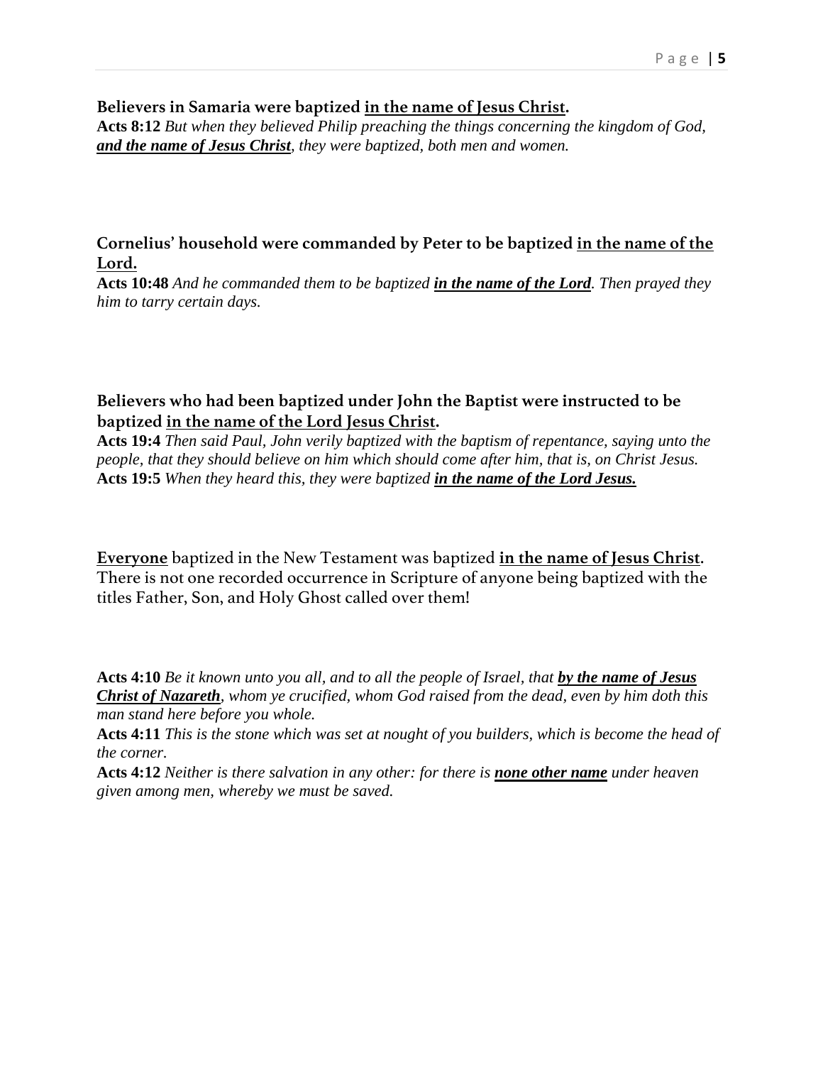**Believers in Samaria were baptized <u>in the name of Jesus Christ</u>.**
**Acts 8:12** *But when they believed Philip preaching the things concerning the kingdom of God, **<u>and the name of Jesus Christ</u>**, they were baptized, both men and women.*

**Cornelius' household were commanded by Peter to be baptized <u>in the name of the Lord.</u>**
**Acts 10:48** *And he commanded them to be baptized **<u>in the name of the Lord</u>**. Then prayed they him to tarry certain days.*

**Believers who had been baptized under John the Baptist were instructed to be baptized <u>in the name of the Lord Jesus Christ</u>.**
**Acts 19:4** *Then said Paul, John verily baptized with the baptism of repentance, saying unto the people, that they should believe on him which should come after him, that is, on Christ Jesus.*
**Acts 19:5** *When they heard this, they were baptized **<u>in the name of the Lord Jesus.</u>***

**<u>Everyone</u>** baptized in the New Testament was baptized **<u>in the name of Jesus Christ</u>**. There is not one recorded occurrence in Scripture of anyone being baptized with the titles Father, Son, and Holy Ghost called over them!

**Acts 4:10** *Be it known unto you all, and to all the people of Israel, that **<u>by the name of Jesus Christ of Nazareth</u>**, whom ye crucified, whom God raised from the dead, even by him doth this man stand here before you whole.*
**Acts 4:11** *This is the stone which was set at nought of you builders, which is become the head of the corner.*
**Acts 4:12** *Neither is there salvation in any other: for there is **<u>none other name</u>** under heaven given among men, whereby we must be saved.*